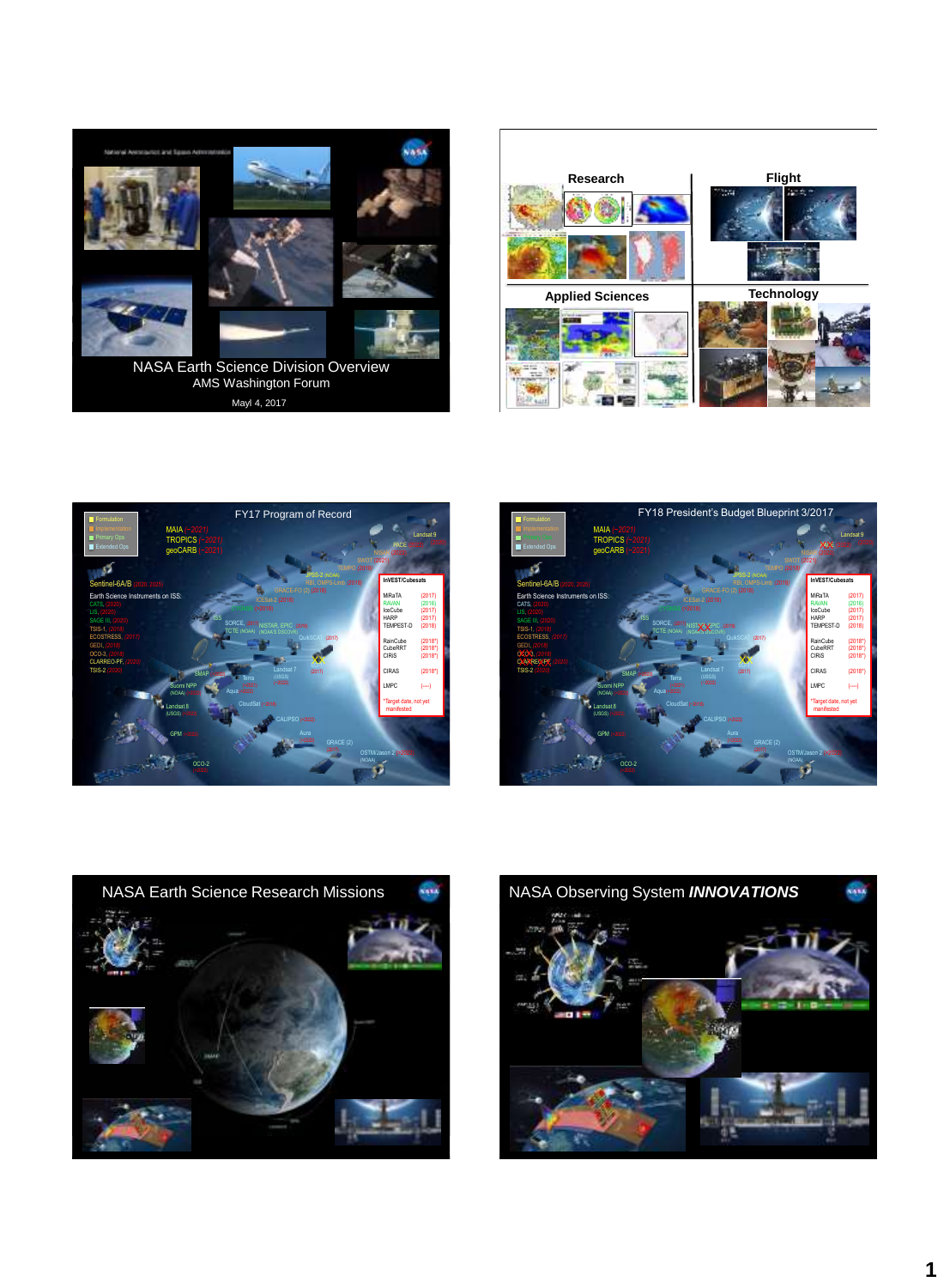National Aeronautics and Space Administration

# NASA Earth Science Division Overview

AMS Washington Forum

Mayl 4, 2017

---

**Research** | **Flight**

**Applied Sciences** | **Technology**

---

## FY17 Program of Record

- Formulation
- Implementation
- Primary Ops
- Extended Ops

MAIA (~2021)
TROPICS (~2021)
geoCARB (~2021)

Sentinel-6A/B (2020, 2025)

Earth Science Instruments on ISS:
CATS, (2020)
LIS, (2020)
SAGE III, (2020)
TSIS-1, (2018)
ECOSTRESS, (2017)
GEDI, (2018)
OCO-3, (2018)
CLARREO-PF, (2020)
TSIS-2 (2020)

Landsat 9, PACE (2022), NISAR (2022), SWOT (2021), TEMPO (2018), JPSS-2 (NOAA), RBI, OMPS-Limb (2021), GRACE-FO (2) (2018), ICESat-2 (2018), CYGNSS (>2018), ISS, SORCE, TCTE (NOAA), NISTAR, EPIC (NOAA'S DSCOVR), QuikSCAT (2017), SMAP, Terra, Suomi NPP (NOAA), Aqua, Landsat 7 (USGS), Landsat 8 (USGS), CloudSat, CALIPSO, GPM, Aura, GRACE (2), OSTM/Jason 2 (NOAA), OCO-2

| InVEST/Cubesats | |
|---|---|
| MiRaTA | (2017) |
| RAVAN | (2016) |
| IceCube | (2017) |
| HARP | (2017) |
| TEMPEST-D | (2018) |
| RainCube | (2018*) |
| CubeRRT | (2018*) |
| CIRiS | (2018*) |
| CIRAS | (2018*) |
| LMPC | (----) |

*Target date, not yet manifested

---

## FY18 President's Budget Blueprint 3/2017

- Formulation
- Implementation
- Primary Ops
- Extended Ops

MAIA (~2021)
TROPICS (~2021)
geoCARB (~2021)

Sentinel-6A/B (2020, 2025)

Earth Science Instruments on ISS:
CATS, (2020)
LIS, (2020)
SAGE III, (2020)
TSIS-1, (2018)
ECOSTRESS, (2017)
GEDI, (2018)
OCO-3, (2018)
CLARREO-PF, (2020)
TSIS-2 (2020)

| InVEST/Cubesats | |
|---|---|
| MiRaTA | (2017) |
| RAVAN | (2016) |
| IceCube | (2017) |
| HARP | (2017) |
| TEMPEST-D | (2018) |
| RainCube | (2018*) |
| CubeRRT | (2018*) |
| CIRiS | (2018*) |
| CIRAS | (2018*) |
| LMPC | (----) |

*Target date, not yet manifested

---

## NASA Earth Science Research Missions

---

## NASA Observing System *INNOVATIONS*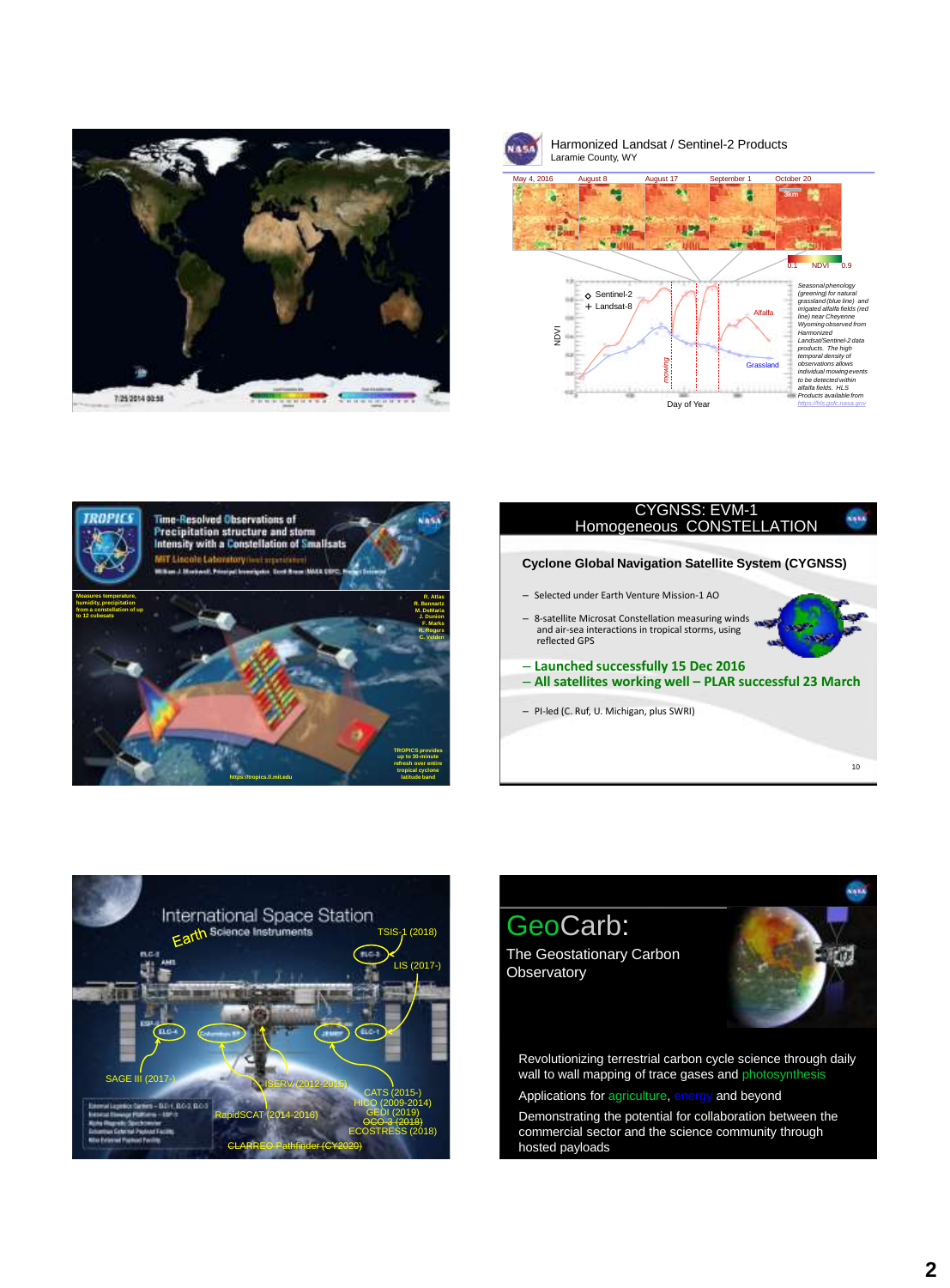7/25/2014 00:58

## Harmonized Landsat / Sentinel-2 Products

Laramie County, WY

May 4, 2016 | August 8 | August 17 | September 1 | October 20

3km

0.1 NDVI 0.9

◇ Sentinel-2
+ Landsat-8

NDVI

Day of Year

mowing

Alfalfa

Grassland

*Seasonal phenology (greening) for natural grassland (blue line) and irrigated alfalfa fields (red line) near Cheyenne Wyoming observed from Harmonized Landsat/Sentinel-2 data products. The high temporal density of observations allows individual mowing events to be detected within alfalfa fields. HLS Products available from https://hls.gsfc.nasa.gov*

## TROPICS

**Time-Resolved Observations of Precipitation structure and storm Intensity with a Constellation of Smallsats**

MIT Lincoln Laboratory (lead organization)

William J. Blackwell, Principal Investigator, Scott Braun (NASA GSFC), Project Scientist

Measures temperature, humidity, precipitation from a constellation of up to 12 cubesats

R. Atlas, R. Bennartz, M. DeMaria, J. Dunion, F. Marks, R. Rogers, C. Velden

TROPICS provides up to 30-minute refresh over entire tropical cyclone latitude band

https://tropics.ll.mit.edu

## CYGNSS: EVM-1 Homogeneous CONSTELLATION

**Cyclone Global Navigation Satellite System (CYGNSS)**

- Selected under Earth Venture Mission-1 AO
- 8-satellite Microsat Constellation measuring winds and air-sea interactions in tropical storms, using reflected GPS
- **Launched successfully 15 Dec 2016**
- **All satellites working well – PLAR successful 23 March**
- PI-led (C. Ruf, U. Michigan, plus SWRI)

## International Space Station Earth Science Instruments

TSIS-1 (2018)

LIS (2017-)

SAGE III (2017-)

ISERV (2012-2015)

CATS (2015-)

HICO (2009-2014)

GEDI (2019)

~~OCO-3 (2018)~~

ECOSTRESS (2018)

RapidSCAT (2014-2016)

~~CLARREO Pathfinder (CY2020)~~

ELC-1, ELC-2, ELC-3, ELC-4, AMS, ESP, Columbus EF, JEM EF

## GeoCarb:

The Geostationary Carbon Observatory

Revolutionizing terrestrial carbon cycle science through daily wall to wall mapping of trace gases and photosynthesis

Applications for agriculture, energy and beyond

Demonstrating the potential for collaboration between the commercial sector and the science community through hosted payloads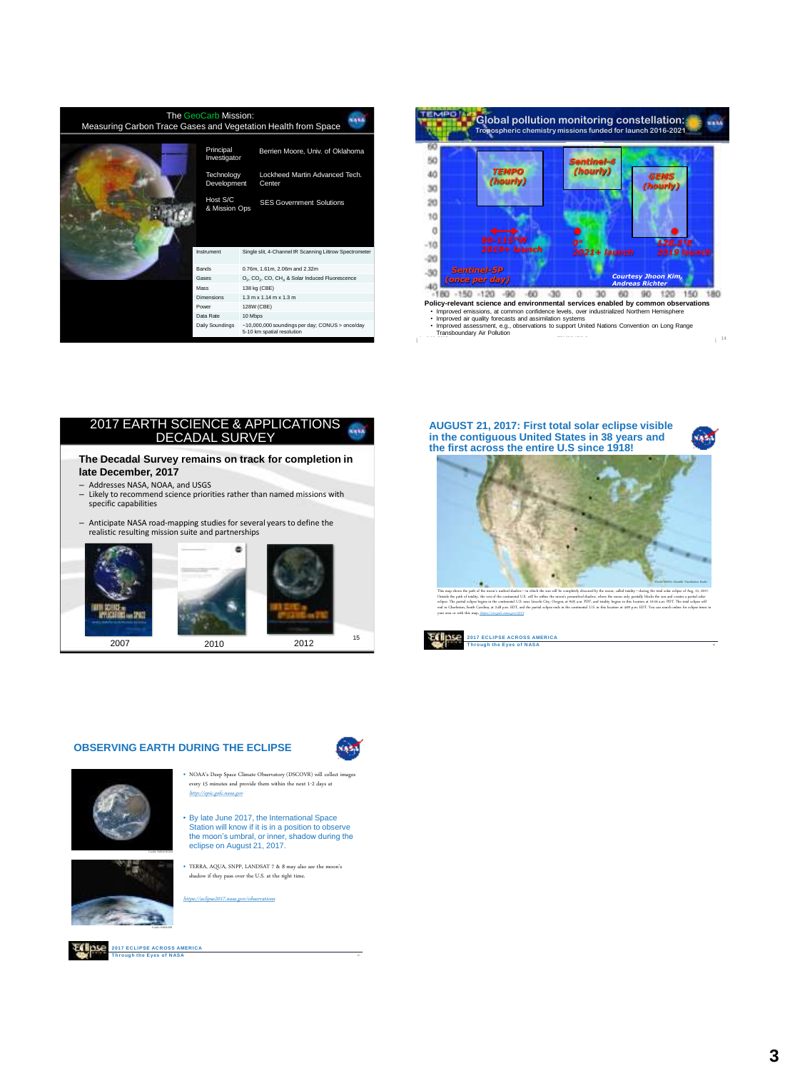## The GeoCarb Mission:
Measuring Carbon Trace Gases and Vegetation Health from Space

| | |
|---|---|
| Principal Investigator | Berrien Moore, Univ. of Oklahoma |
| Technology Development | Lockheed Martin Advanced Tech. Center |
| Host S/C & Mission Ops | SES Government Solutions |

| | |
|---|---|
| Instrument | Single slit, 4-Channel IR Scanning Littrow Spectrometer |
| Bands | 0.76m, 1.61m, 2.06m and 2.32m |
| Gases | $O_2$, $CO_2$, CO, $CH_4$ & Solar Induced Fluorescence |
| Mass | 138 kg (CBE) |
| Dimensions | 1.3 m x 1.14 m x 1.3 m |
| Power | 128W (CBE) |
| Data Rate | 10 Mbps |
| Daily Soundings | ~10,000,000 soundings per day; CONUS > once/day 5-10 km spatial resolution |

## Global pollution monitoring constellation:
Tropospheric chemistry missions funded for launch 2016-2021

TEMPO (hourly)
Sentinel-4 (hourly)
GEMS (hourly)
80-115°W 2019+ launch
0° 2021+ launch
128.2°E 2019 launch
Sentinel-5P (once per day)
Courtesy Jhoon Kim, Andreas Richter

**Policy-relevant science and environmental services enabled by common observations**

- Improved emissions, at common confidence levels, over industrialized Northern Hemisphere
- Improved air quality forecasts and assimilation systems
- Improved assessment, e.g., observations to support United Nations Convention on Long Range Transboundary Air Pollution

## 2017 EARTH SCIENCE & APPLICATIONS DECADAL SURVEY

**The Decadal Survey remains on track for completion in late December, 2017**

- Addresses NASA, NOAA, and USGS
- Likely to recommend science priorities rather than named missions with specific capabilities
- Anticipate NASA road-mapping studies for several years to define the realistic resulting mission suite and partnerships

2007 2010 2012

## AUGUST 21, 2017: First total solar eclipse visible in the contiguous United States in 38 years and the first across the entire U.S since 1918!

This map shows the path of the moon's umbral shadow—in which the sun will be completely obscured by the moon, called totality—during the total solar eclipse of Aug. 21, 2017. Outside the path of totality, the rest of the continental U.S. will be within the moon's penumbral shadow, where the moon only partially blocks the sun and creates a partial solar eclipse. The partial eclipse begins in the continental U.S. near Lincoln City, Oregon, at 9:05 a.m. PDT, and totality begins in this location at 10:16 a.m. PDT. The total eclipse will end in Charleston, South Carolina, at 2:48 p.m. EDT, and the partial eclipse ends in the continental U.S. in this location at 4:09 p.m. EDT. You can search online for eclipse times in your area or with this map. https://svs.gsfc.nasa.gov/4518

2017 ECLIPSE ACROSS AMERICA
Through the Eyes of NASA

## OBSERVING EARTH DURING THE ECLIPSE

- NOAA's Deep Space Climate Observatory (DSCOVR) will collect images every 15 minutes and provide them within the next 1-2 days at http://epic.gsfc.nasa.gov
- By late June 2017, the International Space Station will know if it is in a position to observe the moon's umbral, or inner, shadow during the eclipse on August 21, 2017.
- TERRA, AQUA, SNPP, LANDSAT 7 & 8 may also see the moon's shadow if they pass over the U.S. at the right time.

https://eclipse2017.nasa.gov/observations

2017 ECLIPSE ACROSS AMERICA
Through the Eyes of NASA